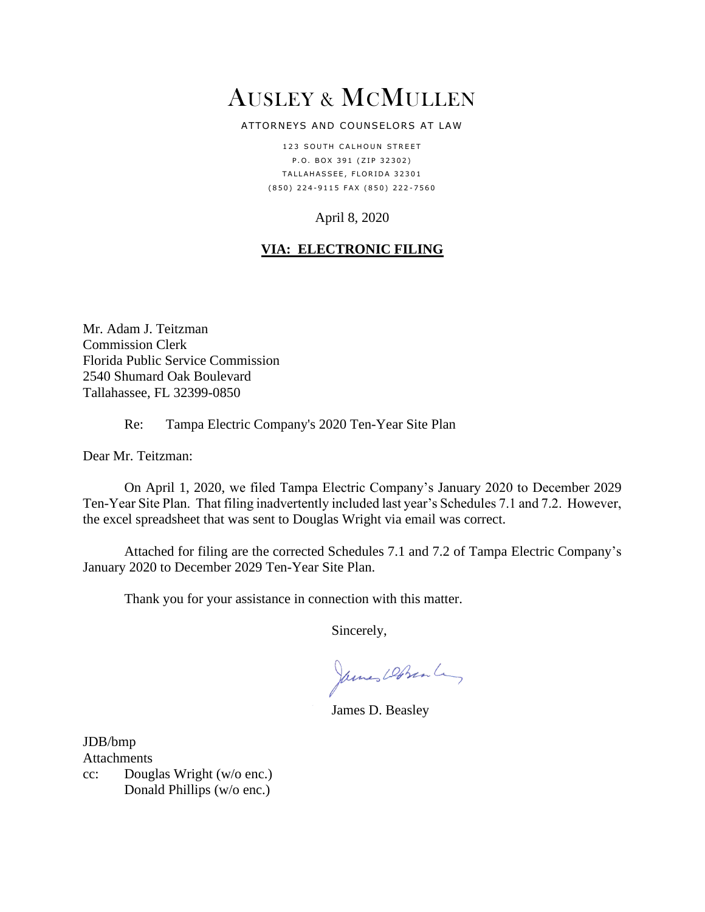# AUSLEY & MCMULLEN

ATTORNEYS AND COUNSELORS AT LAW

123 SOUTH CALHOUN STREET
P.O. BOX 391 (ZIP 32302)
TALLAHASSEE, FLORIDA 32301
(850) 224-9115 FAX (850) 222-7560

April 8, 2020

**VIA: ELECTRONIC FILING**

Mr. Adam J. Teitzman
Commission Clerk
Florida Public Service Commission
2540 Shumard Oak Boulevard
Tallahassee, FL 32399-0850

Re: Tampa Electric Company's 2020 Ten-Year Site Plan

Dear Mr. Teitzman:

On April 1, 2020, we filed Tampa Electric Company's January 2020 to December 2029 Ten-Year Site Plan. That filing inadvertently included last year's Schedules 7.1 and 7.2. However, the excel spreadsheet that was sent to Douglas Wright via email was correct.

Attached for filing are the corrected Schedules 7.1 and 7.2 of Tampa Electric Company's January 2020 to December 2029 Ten-Year Site Plan.

Thank you for your assistance in connection with this matter.

Sincerely,

James D. Beasley

JDB/bmp
Attachments
cc: Douglas Wright (w/o enc.)
Donald Phillips (w/o enc.)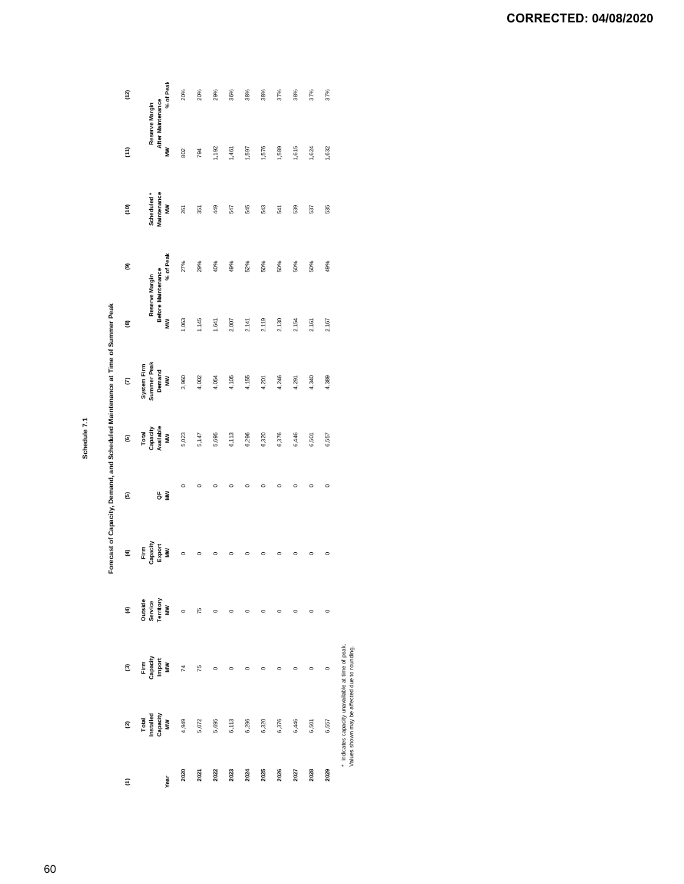CORRECTED: 04/08/2020

## Schedule 7.1

### Forecast of Capacity, Demand, and Scheduled Maintenance at Time of Summer Peak

| (1) | (2) | (3) | (4) | (4) | (5) | (6) | (7) | (8) | (9) | (10) | (11) | (12) |
|---|---|---|---|---|---|---|---|---|---|---|---|---|
| | Total Installed Capacity | Firm Capacity Import | Outside Service Territory | Firm Capacity Export | QF | Total Capacity Available | System Firm Summer Peak Demand | Reserve Margin Before Maintenance | | Scheduled * Maintenance | Reserve Margin After Maintenance | |
| Year | MW | MW | MW | MW | MW | MW | MW | MW | % of Peak | MW | MW | % of Peak |
| 2020 | 4,949 | 74 | 0 | 0 | 0 | 5,023 | 3,960 | 1,063 | 27% | 261 | 802 | 20% |
| 2021 | 5,072 | 75 | 75 | 0 | 0 | 5,147 | 4,002 | 1,145 | 29% | 351 | 794 | 20% |
| 2022 | 5,695 | 0 | 0 | 0 | 0 | 5,695 | 4,054 | 1,641 | 40% | 449 | 1,192 | 29% |
| 2023 | 6,113 | 0 | 0 | 0 | 0 | 6,113 | 4,105 | 2,007 | 49% | 547 | 1,461 | 36% |
| 2024 | 6,296 | 0 | 0 | 0 | 0 | 6,296 | 4,155 | 2,141 | 52% | 545 | 1,597 | 38% |
| 2025 | 6,320 | 0 | 0 | 0 | 0 | 6,320 | 4,201 | 2,119 | 50% | 543 | 1,576 | 38% |
| 2026 | 6,376 | 0 | 0 | 0 | 0 | 6,376 | 4,246 | 2,130 | 50% | 541 | 1,589 | 37% |
| 2027 | 6,446 | 0 | 0 | 0 | 0 | 6,446 | 4,291 | 2,154 | 50% | 539 | 1,615 | 38% |
| 2028 | 6,501 | 0 | 0 | 0 | 0 | 6,501 | 4,340 | 2,161 | 50% | 537 | 1,624 | 37% |
| 2029 | 6,557 | 0 | 0 | 0 | 0 | 6,557 | 4,389 | 2,167 | 49% | 535 | 1,632 | 37% |

\* Indicates capacity unavailable at time of peak.
Values shown may be affected due to rounding.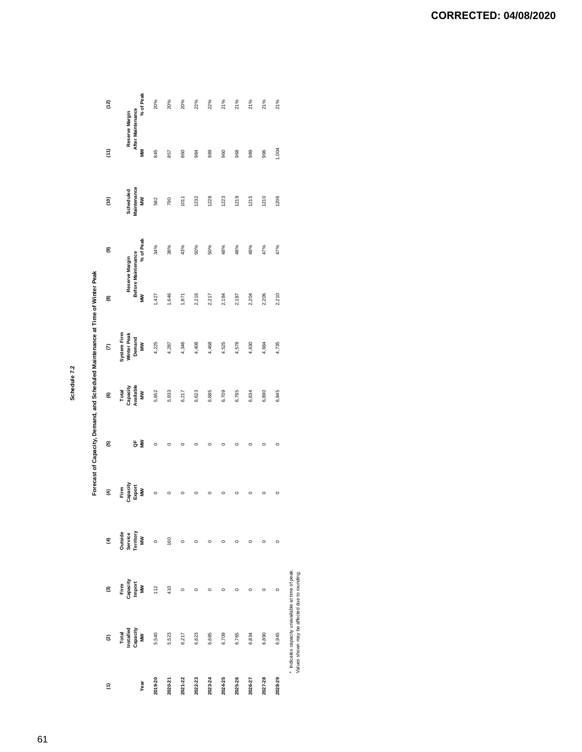CORRECTED: 04/08/2020

## Schedule 7.2

### Forecast of Capacity, Demand, and Scheduled Maintenance at Time of Winter Peak

| (1) | (2) | (3) | (4) | (4) | (5) | (6) | (7) | (8) | (9) | (10) | (11) | (12) |
|---|---|---|---|---|---|---|---|---|---|---|---|---|
| | Total Installed Capacity | Firm Capacity Import | Outside Service Territory | Firm Capacity Export | QF | Total Capacity Available | System Firm Winter Peak Demand | Reserve Margin Before Maintenance | | Scheduled Maintenance | Reserve Margin After Maintenance | |
| Year | MW | MW | MW | MW | MW | MW | MW | MW | % of Peak | MW | MW | % of Peak |
| 2019-20 | 5,540 | 112 | 0 | 0 | 0 | 5,652 | 4,225 | 1,427 | 34% | 582 | 845 | 20% |
| 2020-21 | 5,523 | 410 | 160 | 0 | 0 | 5,933 | 4,287 | 1,646 | 38% | 790 | 857 | 20% |
| 2021-22 | 6,217 | 0 | 0 | 0 | 0 | 6,217 | 4,346 | 1,871 | 43% | 1011 | 860 | 20% |
| 2022-23 | 6,623 | 0 | 0 | 0 | 0 | 6,623 | 4,408 | 2,216 | 50% | 1232 | 984 | 22% |
| 2023-24 | 6,685 | 0 | 0 | 0 | 0 | 6,685 | 4,468 | 2,217 | 50% | 1228 | 989 | 22% |
| 2024-25 | 6,709 | 0 | 0 | 0 | 0 | 6,709 | 4,525 | 2,184 | 48% | 1223 | 960 | 21% |
| 2025-26 | 6,765 | 0 | 0 | 0 | 0 | 6,765 | 4,578 | 2,187 | 48% | 1219 | 968 | 21% |
| 2026-27 | 6,834 | 0 | 0 | 0 | 0 | 6,834 | 4,630 | 2,204 | 48% | 1215 | 989 | 21% |
| 2027-28 | 6,890 | 0 | 0 | 0 | 0 | 6,890 | 4,684 | 2,206 | 47% | 1210 | 996 | 21% |
| 2028-29 | 6,945 | 0 | 0 | 0 | 0 | 6,945 | 4,735 | 2,210 | 47% | 1206 | 1,004 | 21% |

\* Indicates capacity unavailable at time of peak.
Values shown may be affected due to rounding.